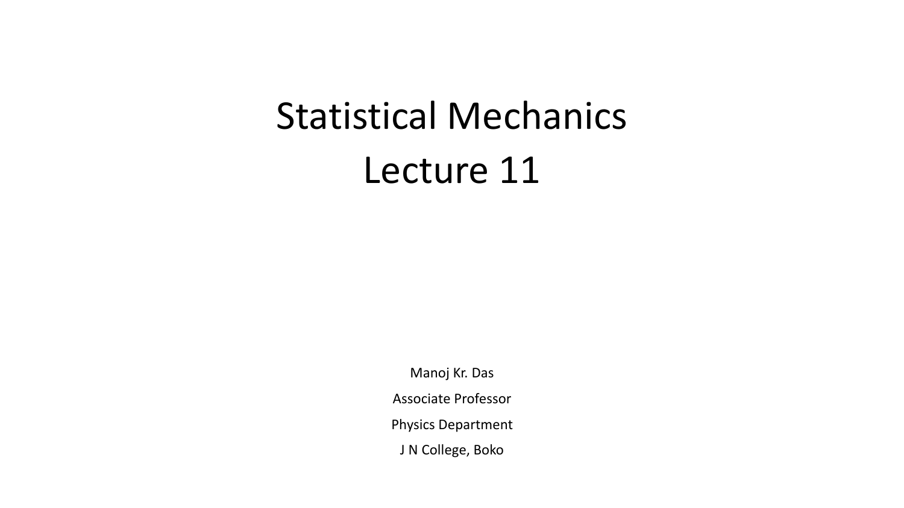# Statistical Mechanics
# Lecture 11

Manoj Kr. Das

Associate Professor

Physics Department

J N College, Boko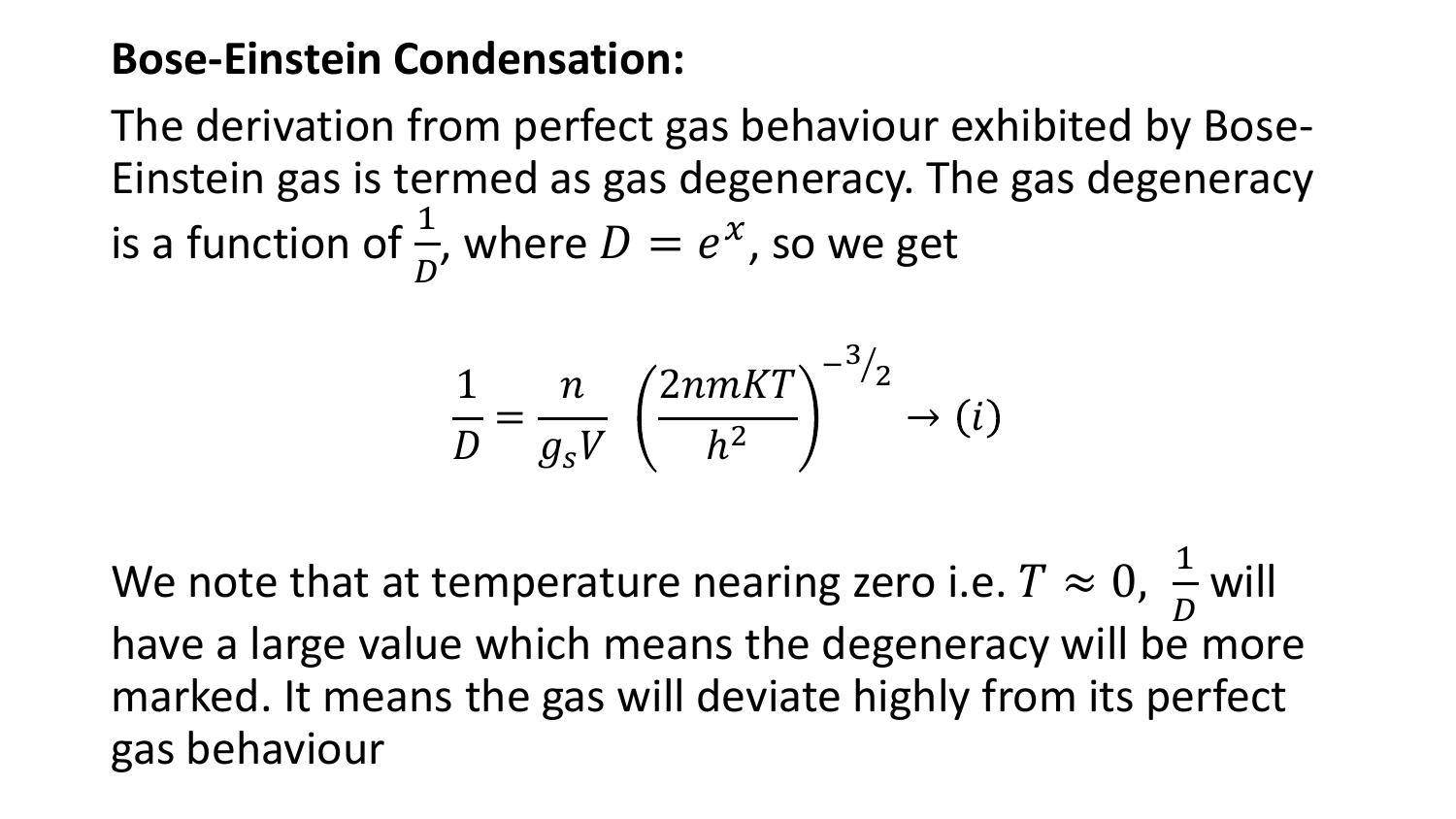**Bose-Einstein Condensation:**

The derivation from perfect gas behaviour exhibited by Bose-Einstein gas is termed as gas degeneracy. The gas degeneracy is a function of $\frac{1}{D}$, where $D = e^{x}$, so we get

$$\frac{1}{D} = \frac{n}{g_s V} \left(\frac{2nmKT}{h^2}\right)^{-3/2} \rightarrow (i)$$

We note that at temperature nearing zero i.e. $T \approx 0$, $\frac{1}{D}$ will have a large value which means the degeneracy will be more marked. It means the gas will deviate highly from its perfect gas behaviour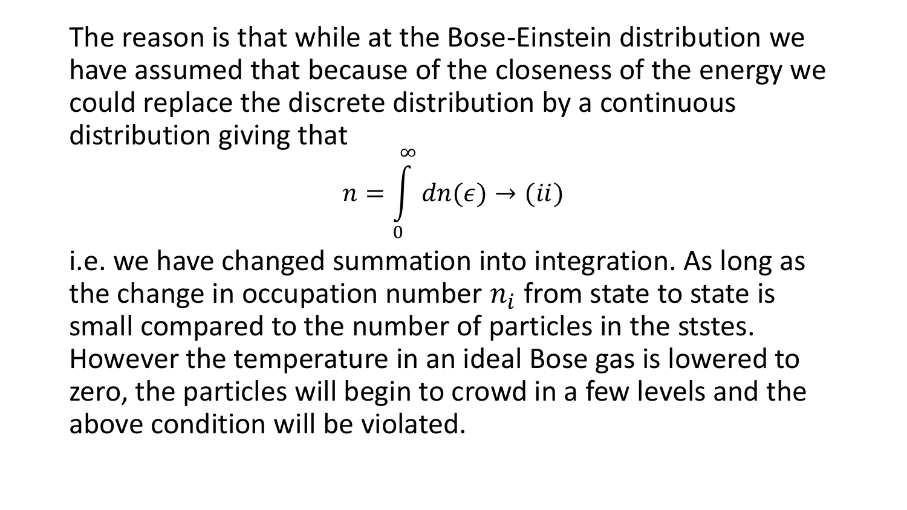The reason is that while at the Bose-Einstein distribution we have assumed that because of the closeness of the energy we could replace the discrete distribution by a continuous distribution giving that

$$n = \int_{0}^{\infty} dn(\epsilon) \rightarrow (ii)$$

i.e. we have changed summation into integration. As long as the change in occupation number $n_i$ from state to state is small compared to the number of particles in the ststes. However the temperature in an ideal Bose gas is lowered to zero, the particles will begin to crowd in a few levels and the above condition will be violated.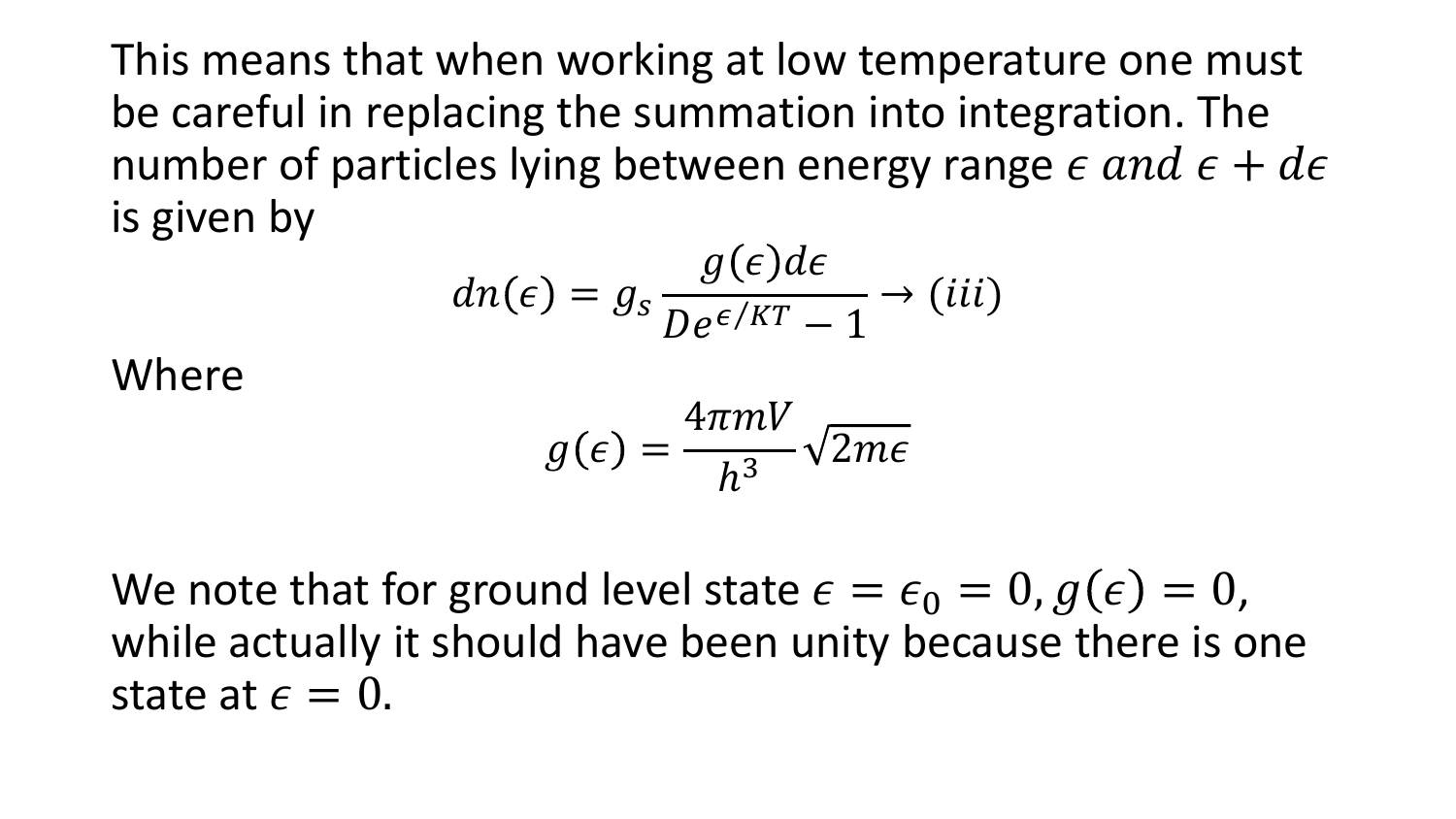This means that when working at low temperature one must be careful in replacing the summation into integration. The number of particles lying between energy range $\epsilon \ and \ \epsilon + d\epsilon$ is given by

$$dn(\epsilon) = g_s \frac{g(\epsilon) d\epsilon}{D e^{\epsilon/KT} - 1} \rightarrow (iii)$$

Where

$$g(\epsilon) = \frac{4\pi m V}{h^3} \sqrt{2m\epsilon}$$

We note that for ground level state $\epsilon = \epsilon_0 = 0, g(\epsilon) = 0$, while actually it should have been unity because there is one state at $\epsilon = 0$.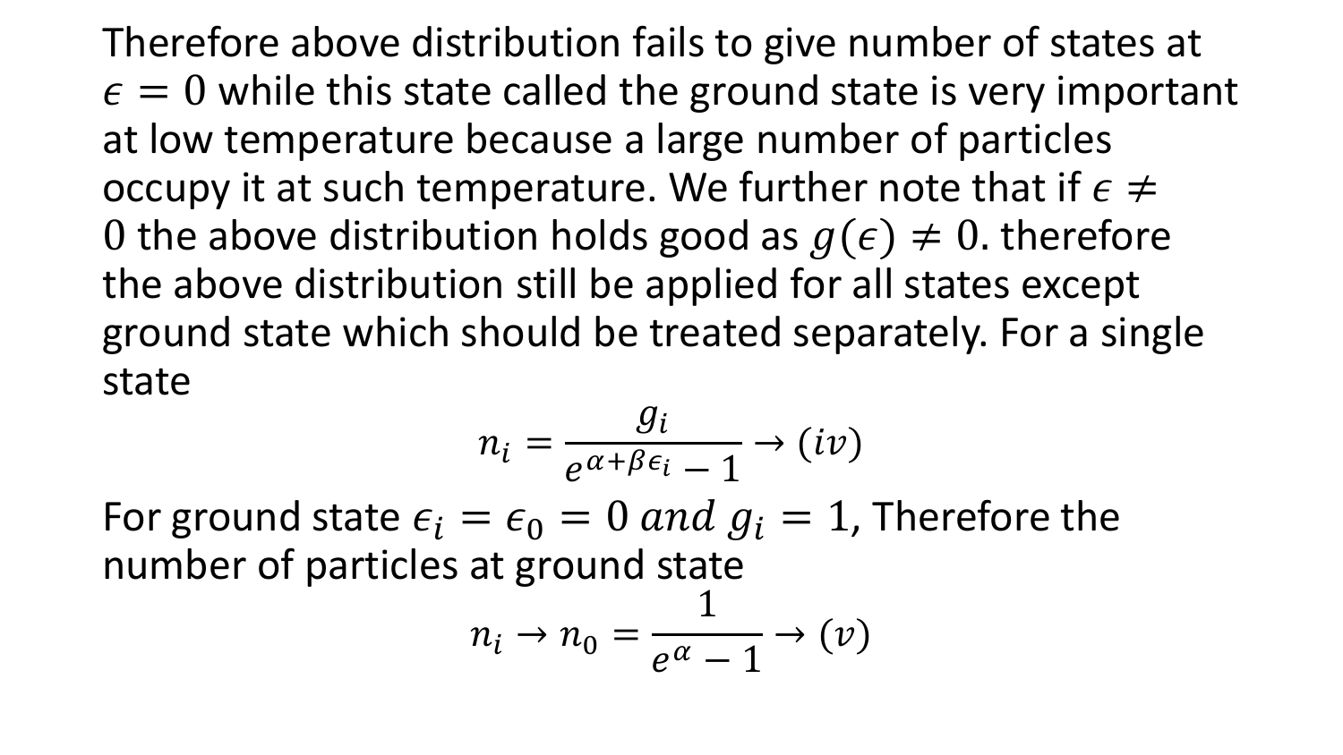Therefore above distribution fails to give number of states at $\epsilon = 0$ while this state called the ground state is very important at low temperature because a large number of particles occupy it at such temperature. We further note that if $\epsilon \neq 0$ the above distribution holds good as $g(\epsilon) \neq 0$. therefore the above distribution still be applied for all states except ground state which should be treated separately. For a single state

$$n_i = \frac{g_i}{e^{\alpha + \beta \epsilon_i} - 1} \rightarrow (iv)$$

For ground state $\epsilon_i = \epsilon_0 = 0 \; and \; g_i = 1$, Therefore the number of particles at ground state

$$n_i \rightarrow n_0 = \frac{1}{e^{\alpha} - 1} \rightarrow (v)$$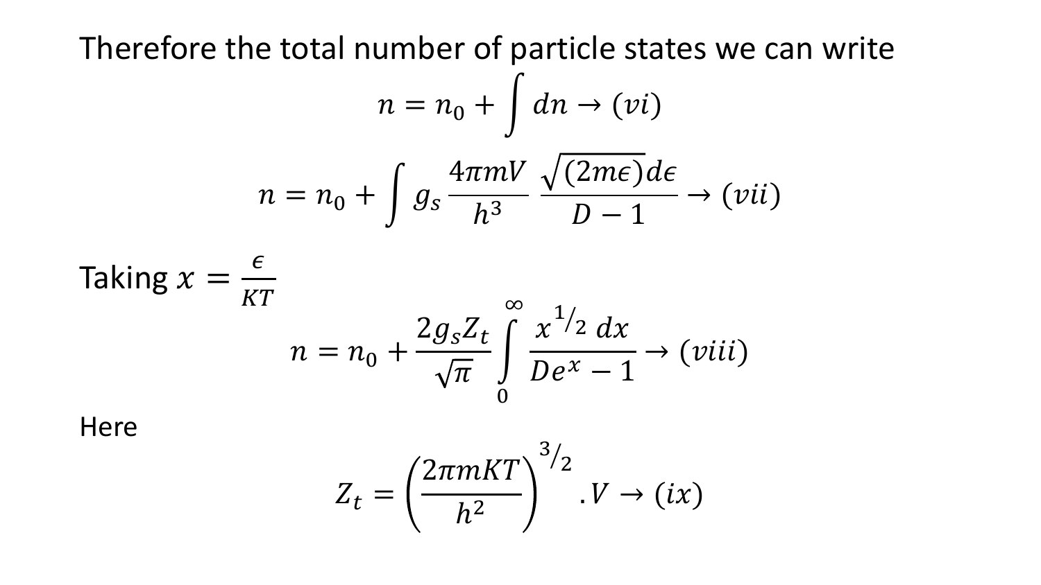Therefore the total number of particle states we can write

$$n = n_0 + \int dn \rightarrow (vi)$$

$$n = n_0 + \int g_s \frac{4\pi m V}{h^3} \frac{\sqrt{(2m\epsilon)}d\epsilon}{D-1} \rightarrow (vii)$$

Taking $x = \frac{\epsilon}{KT}$

$$n = n_0 + \frac{2 g_s Z_t}{\sqrt{\pi}} \int_0^{\infty} \frac{x^{1/2}\, dx}{De^x - 1} \rightarrow (viii)$$

Here

$$Z_t = \left(\frac{2\pi m K T}{h^2}\right)^{3/2} . V \rightarrow (ix)$$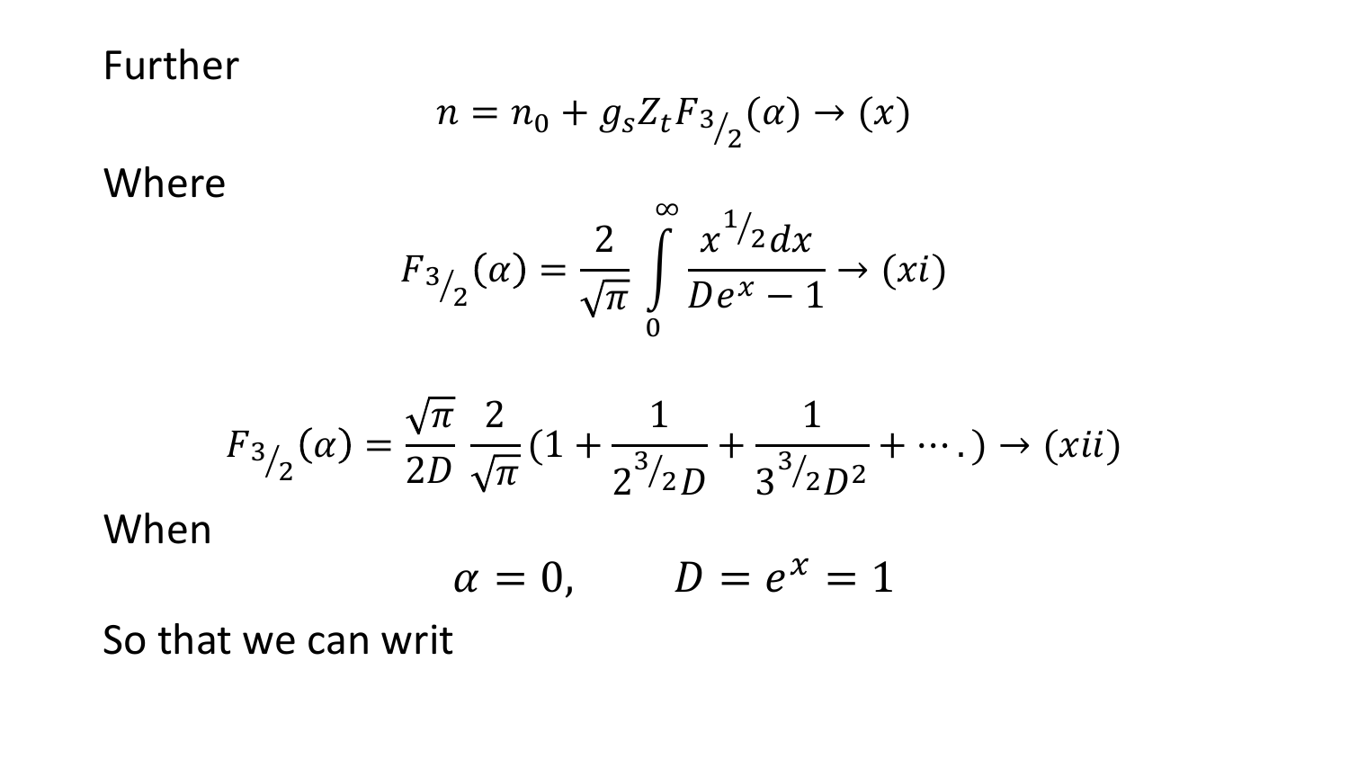Further

$$n = n_0 + g_s Z_t F_{3/2}(\alpha) \rightarrow (x)$$

Where

$$F_{3/2}(\alpha) = \frac{2}{\sqrt{\pi}} \int_0^\infty \frac{x^{1/2} dx}{D e^x - 1} \rightarrow (xi)$$

$$F_{3/2}(\alpha) = \frac{\sqrt{\pi}}{2D} \frac{2}{\sqrt{\pi}} (1 + \frac{1}{2^{3/2} D} + \frac{1}{3^{3/2} D^2} + \cdots.) \rightarrow (xii)$$

When

$$\alpha = 0, \qquad D = e^x = 1$$

So that we can writ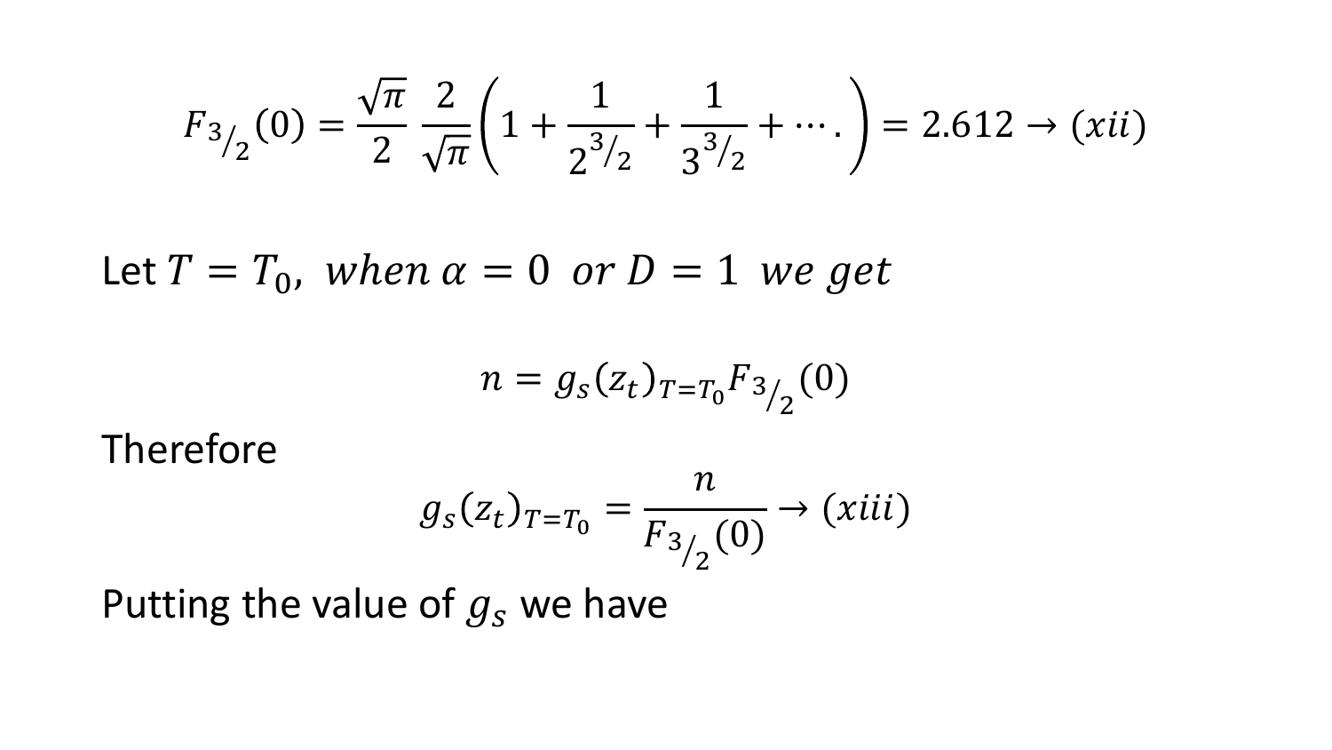$$F_{3/2}(0) = \frac{\sqrt{\pi}}{2}\,\frac{2}{\sqrt{\pi}}\left(1 + \frac{1}{2^{3/2}} + \frac{1}{3^{3/2}} + \cdots .\right) = 2.612 \rightarrow (xii)$$

Let $T = T_0,\ when\ \alpha = 0\ \ or\ D = 1\ \ we\ get$

$$n = g_s(z_t)_{T=T_0} F_{3/2}(0)$$

Therefore

$$g_s(z_t)_{T=T_0} = \frac{n}{F_{3/2}(0)} \rightarrow (xiii)$$

Putting the value of $g_s$ we have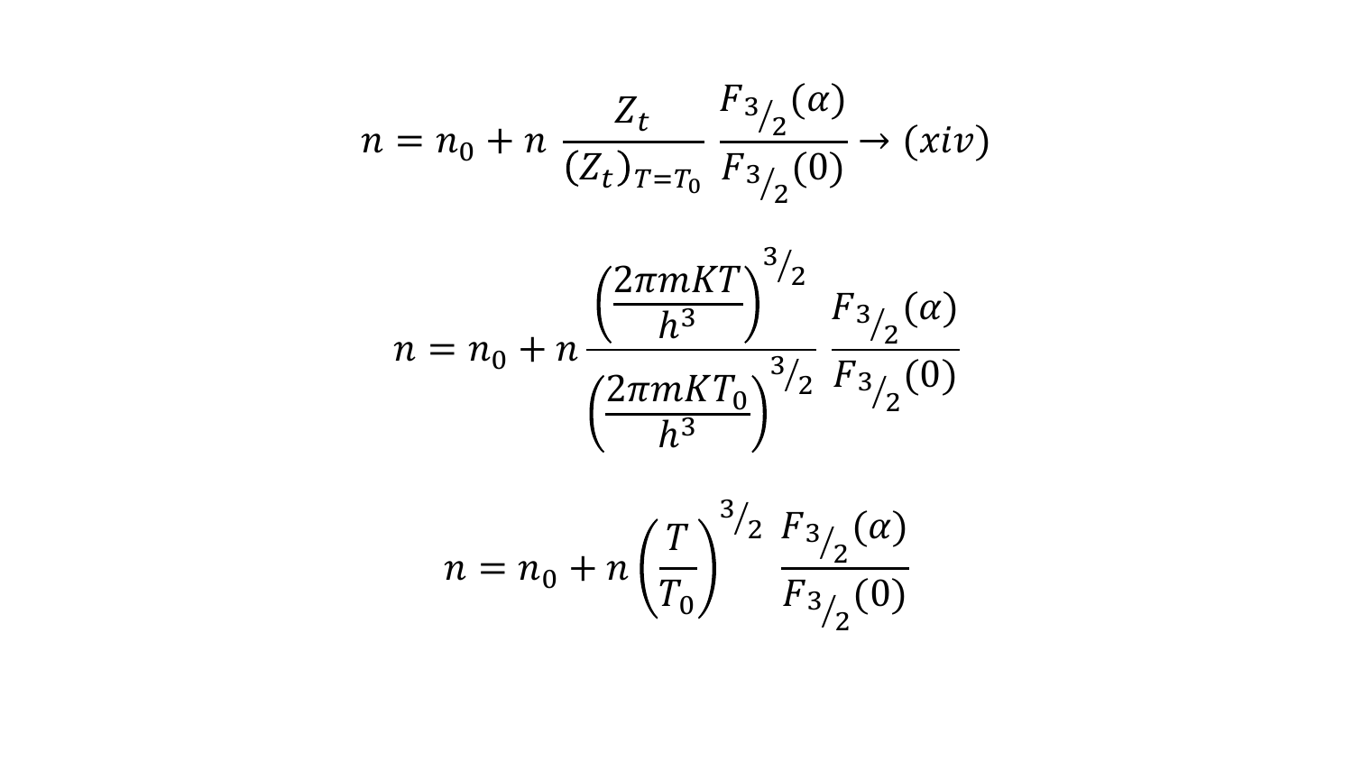$$n = n_0 + n \; \frac{Z_t}{(Z_t)_{T=T_0}} \; \frac{F_{3/2}(\alpha)}{F_{3/2}(0)} \rightarrow (xiv)$$

$$n = n_0 + n \, \frac{\left(\frac{2\pi m K T}{h^3}\right)^{3/2}}{\left(\frac{2\pi m K T_0}{h^3}\right)^{3/2}} \; \frac{F_{3/2}(\alpha)}{F_{3/2}(0)}$$

$$n = n_0 + n \left(\frac{T}{T_0}\right)^{3/2} \; \frac{F_{3/2}(\alpha)}{F_{3/2}(0)}$$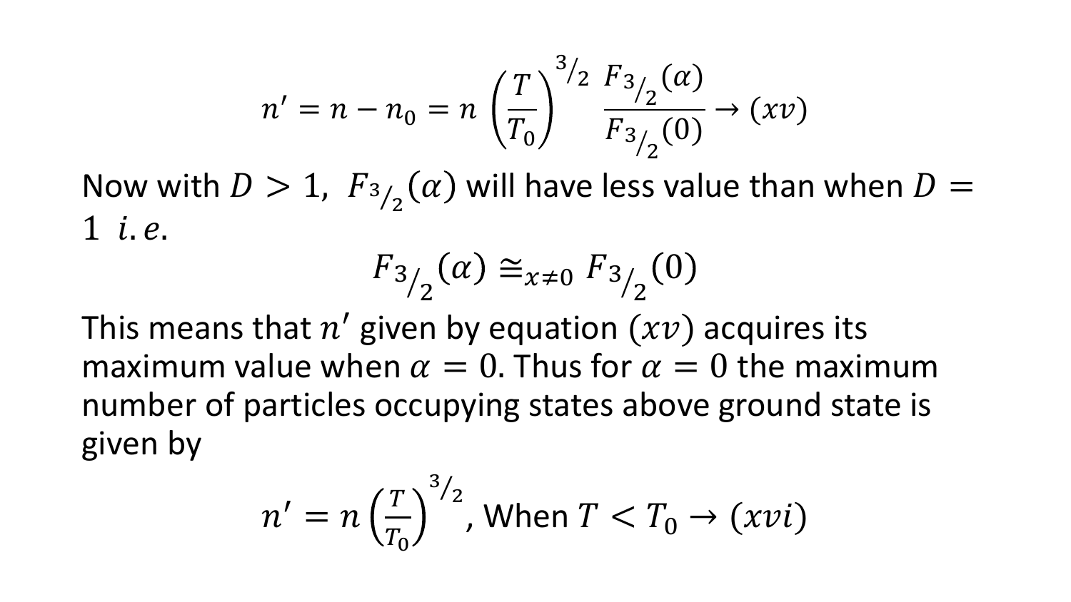$$n' = n - n_0 = n\left(\frac{T}{T_0}\right)^{3/2} \frac{F_{3/2}(\alpha)}{F_{3/2}(0)} \rightarrow (xv)$$

Now with $D > 1$, $F_{3/2}(\alpha)$ will have less value than when $D = 1$ $i.e.$

$$F_{3/2}(\alpha) \cong_{x \neq 0} F_{3/2}(0)$$

This means that $n'$ given by equation $(xv)$ acquires its maximum value when $\alpha = 0$. Thus for $\alpha = 0$ the maximum number of particles occupying states above ground state is given by

$$n' = n\left(\frac{T}{T_0}\right)^{3/2}, \text{When } T < T_0 \rightarrow (xvi)$$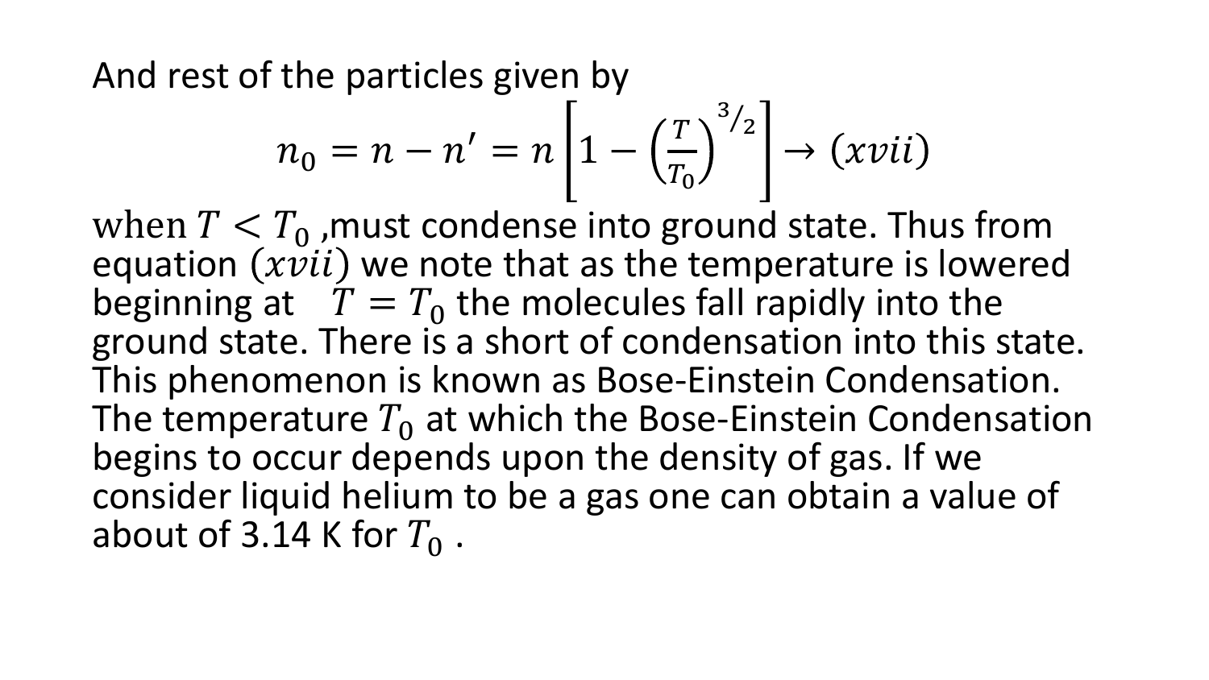And rest of the particles given by

$$n_0 = n - n' = n\left[1 - \left(\frac{T}{T_0}\right)^{3/2}\right] \rightarrow (xvii)$$

when $T < T_0$ ,must condense into ground state. Thus from equation $(xvii)$ we note that as the temperature is lowered beginning at $T = T_0$ the molecules fall rapidly into the ground state. There is a short of condensation into this state. This phenomenon is known as Bose-Einstein Condensation. The temperature $T_0$ at which the Bose-Einstein Condensation begins to occur depends upon the density of gas. If we consider liquid helium to be a gas one can obtain a value of about of 3.14 K for $T_0$ .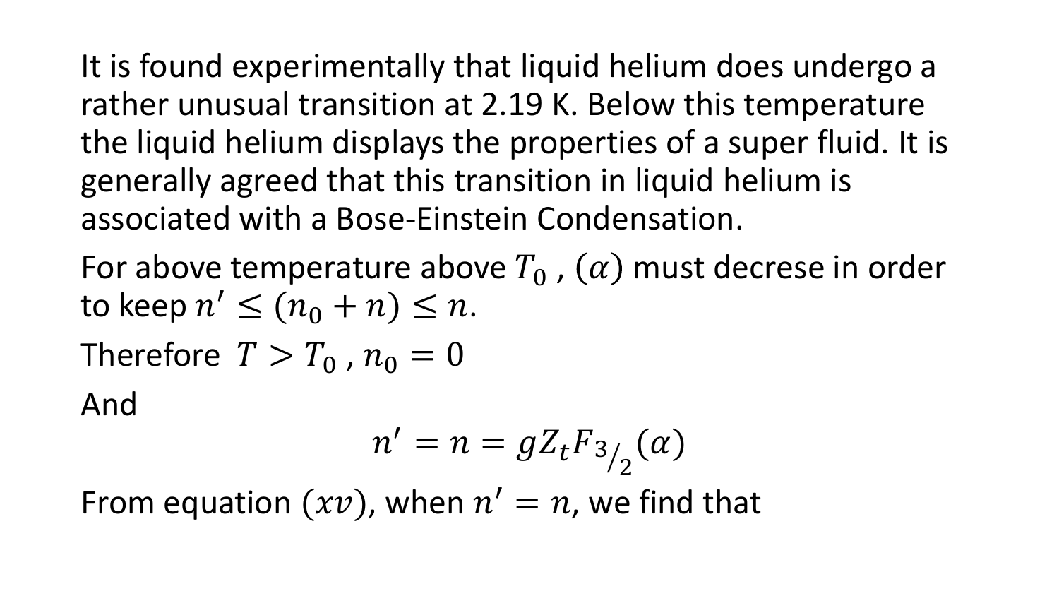It is found experimentally that liquid helium does undergo a rather unusual transition at 2.19 K. Below this temperature the liquid helium displays the properties of a super fluid. It is generally agreed that this transition in liquid helium is associated with a Bose-Einstein Condensation.

For above temperature above $T_0$ , $(\alpha)$ must decrese in order to keep $n' \leq (n_0 + n) \leq n$.

Therefore $T > T_0$ , $n_0 = 0$

And

$$n' = n = gZ_t F_{3/2}(\alpha)$$

From equation $(xv)$, when $n' = n$, we find that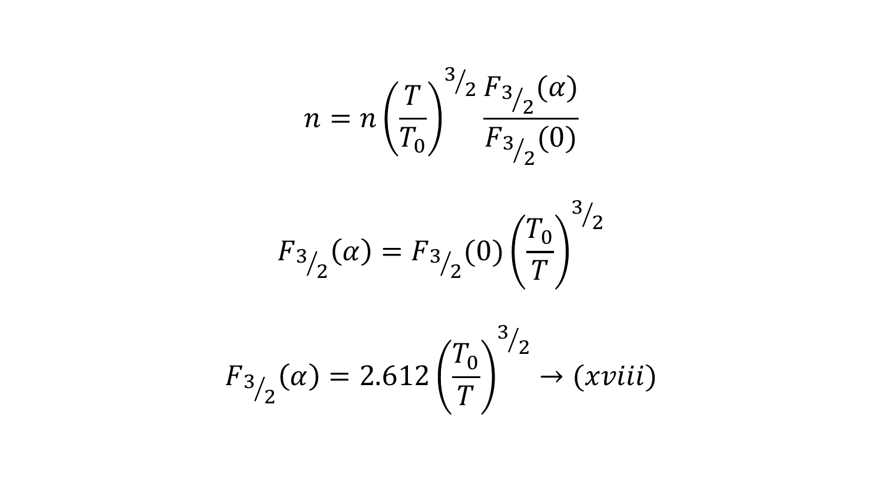$$n = n\left(\frac{T}{T_0}\right)^{3/2} \frac{F_{3/2}(\alpha)}{F_{3/2}(0)}$$

$$F_{3/2}(\alpha) = F_{3/2}(0)\left(\frac{T_0}{T}\right)^{3/2}$$

$$F_{3/2}(\alpha) = 2.612\left(\frac{T_0}{T}\right)^{3/2} \rightarrow (xviii)$$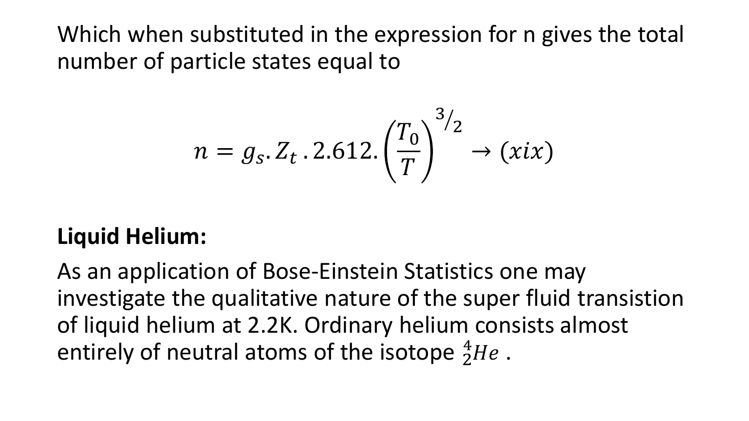Which when substituted in the expression for n gives the total number of particle states equal to

$$n = g_s . Z_t \, . 2.612. \left(\frac{T_0}{T}\right)^{3/2} \rightarrow (xix)$$

**Liquid Helium:**

As an application of Bose-Einstein Statistics one may investigate the qualitative nature of the super fluid transistion of liquid helium at 2.2K. Ordinary helium consists almost entirely of neutral atoms of the isotope ${}_{2}^{4}He$ .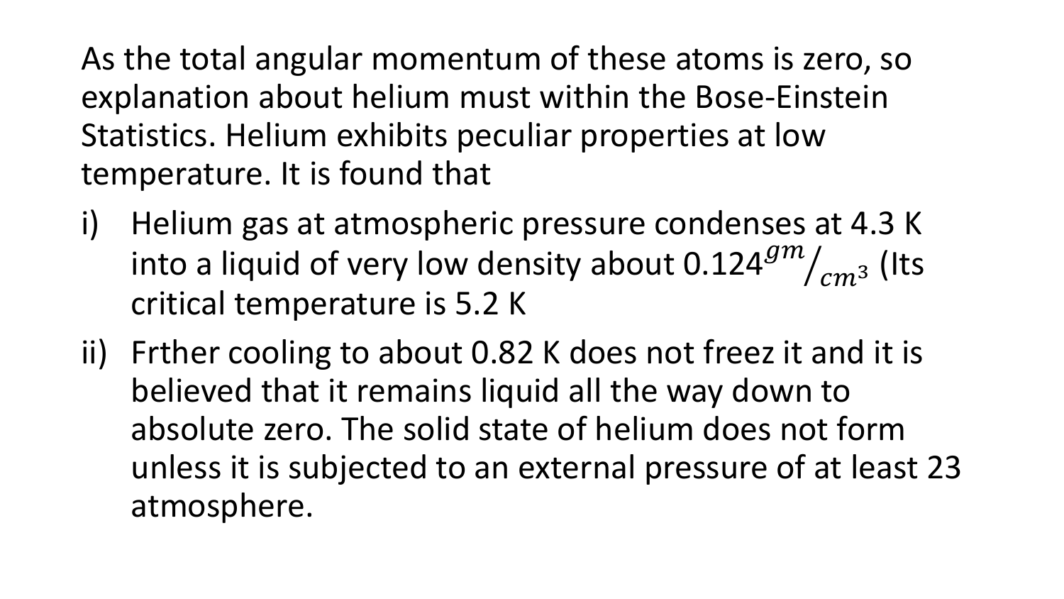As the total angular momentum of these atoms is zero, so explanation about helium must within the Bose-Einstein Statistics. Helium exhibits peculiar properties at low temperature. It is found that

i) Helium gas at atmospheric pressure condenses at 4.3 K into a liquid of very low density about $0.124^{gm}/_{cm^3}$ (Its critical temperature is 5.2 K

ii) Frther cooling to about 0.82 K does not freez it and it is believed that it remains liquid all the way down to absolute zero. The solid state of helium does not form unless it is subjected to an external pressure of at least 23 atmosphere.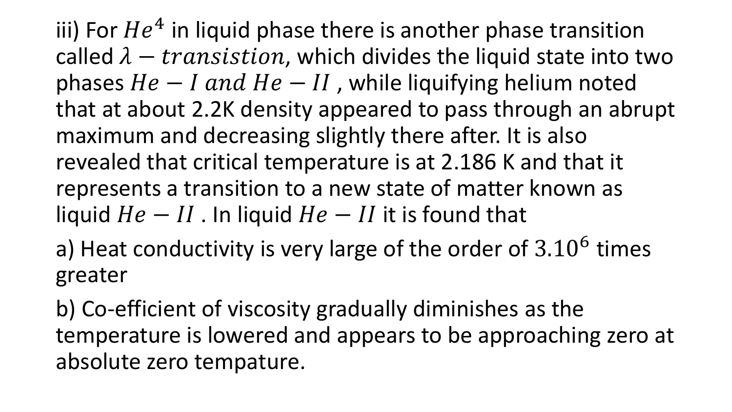iii) For $He^4$ in liquid phase there is another phase transition called $\lambda - transistion$, which divides the liquid state into two phases $He - I\ and\ He - II$ , while liquifying helium noted that at about 2.2K density appeared to pass through an abrupt maximum and decreasing slightly there after. It is also revealed that critical temperature is at 2.186 K and that it represents a transition to a new state of matter known as liquid $He - II$ . In liquid $He - II$ it is found that

a) Heat conductivity is very large of the order of $3.10^6$ times greater

b) Co-efficient of viscosity gradually diminishes as the temperature is lowered and appears to be approaching zero at absolute zero tempature.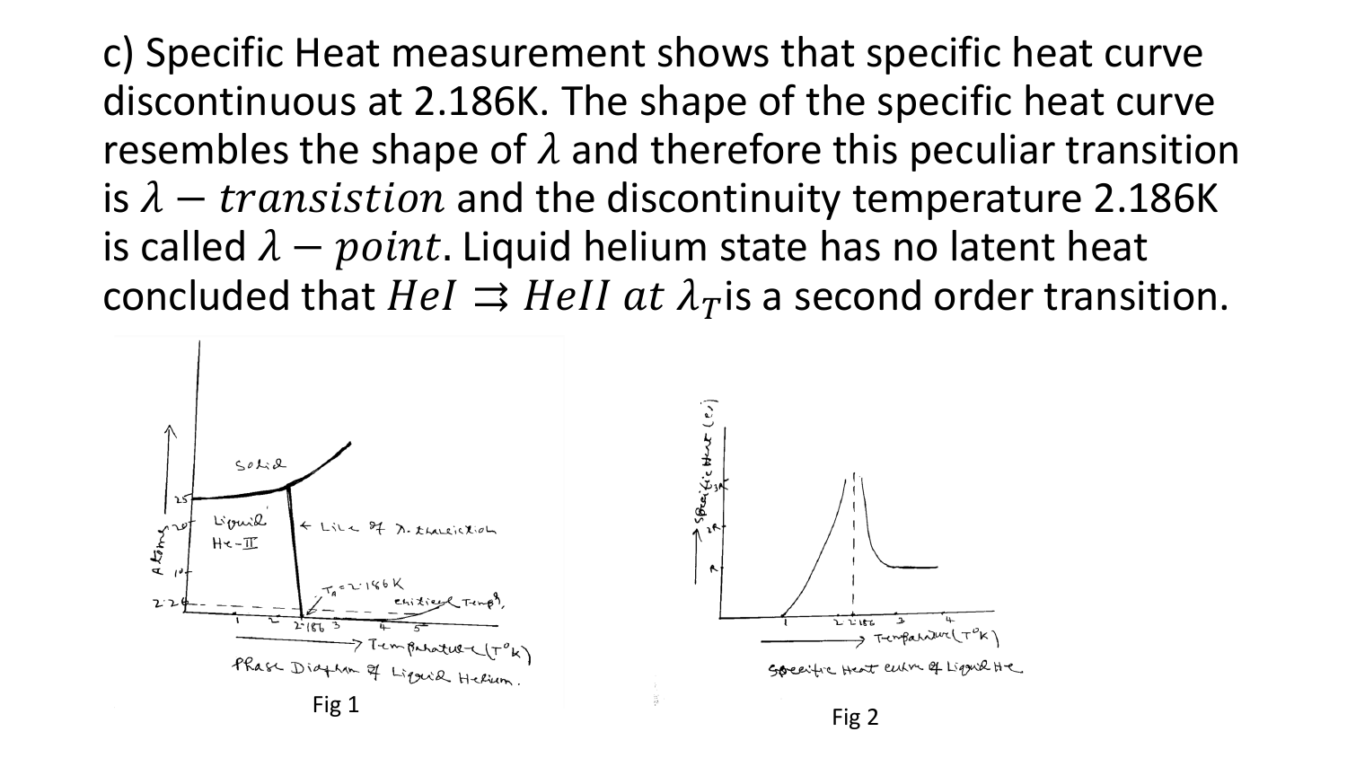c) Specific Heat measurement shows that specific heat curve discontinuous at 2.186K. The shape of the specific heat curve resembles the shape of $\lambda$ and therefore this peculiar transition is $\lambda - transistion$ and the discontinuity temperature 2.186K is called $\lambda - point$. Liquid helium state has no latent heat concluded that $HeI \rightrightarrows HeII \ at \ \lambda_T$ is a second order transition.

Solid

Liquid He-II

← Line of λ-transition

$T_\lambda$ = 2.186K

critical Temp.

Atmosphere

25

20

10

2.2

1 2 2.186 3 4 5

→ Temperature (T°K)

Phase Diagram of Liquid Helium.

Fig 1

Specific Heat ($c_v$)

3R

2R

R

1 2 2.186 3 4

→ Temperature (T°K)

Specific Heat curve of Liquid He

Fig 2